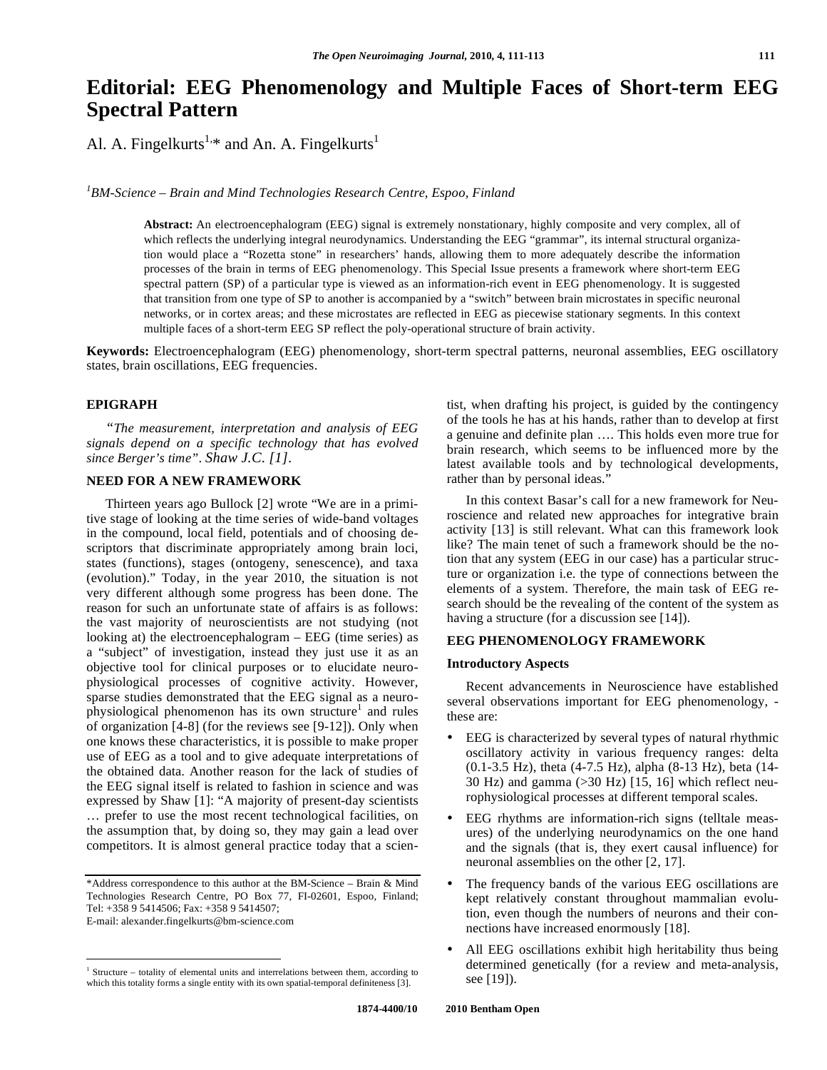# Editorial: EEG Phenomenology and Multiple Faces of Short-term EEG Spectral Pattern

Al. A. Fingelkurts[1,*] and An. A. Fingelkurts[1]

[1]*BM-Science – Brain and Mind Technologies Research Centre, Espoo, Finland*

> **Abstract:** An electroencephalogram (EEG) signal is extremely nonstationary, highly composite and very complex, all of which reflects the underlying integral neurodynamics. Understanding the EEG "grammar", its internal structural organization would place a "Rozetta stone" in researchers' hands, allowing them to more adequately describe the information processes of the brain in terms of EEG phenomenology. This Special Issue presents a framework where short-term EEG spectral pattern (SP) of a particular type is viewed as an information-rich event in EEG phenomenology. It is suggested that transition from one type of SP to another is accompanied by a "switch" between brain microstates in specific neuronal networks, or in cortex areas; and these microstates are reflected in EEG as piecewise stationary segments. In this context multiple faces of a short-term EEG SP reflect the poly-operational structure of brain activity.

**Keywords:** Electroencephalogram (EEG) phenomenology, short-term spectral patterns, neuronal assemblies, EEG oscillatory states, brain oscillations, EEG frequencies.

## EPIGRAPH

*"The measurement, interpretation and analysis of EEG signals depend on a specific technology that has evolved since Berger's time". Shaw J.C. [1].*

## NEED FOR A NEW FRAMEWORK

Thirteen years ago Bullock [2] wrote "We are in a primitive stage of looking at the time series of wide-band voltages in the compound, local field, potentials and of choosing descriptors that discriminate appropriately among brain loci, states (functions), stages (ontogeny, senescence), and taxa (evolution)." Today, in the year 2010, the situation is not very different although some progress has been done. The reason for such an unfortunate state of affairs is as follows: the vast majority of neuroscientists are not studying (not looking at) the electroencephalogram – EEG (time series) as a "subject" of investigation, instead they just use it as an objective tool for clinical purposes or to elucidate neurophysiological processes of cognitive activity. However, sparse studies demonstrated that the EEG signal as a neurophysiological phenomenon has its own structure[1] and rules of organization [4-8] (for the reviews see [9-12]). Only when one knows these characteristics, it is possible to make proper use of EEG as a tool and to give adequate interpretations of the obtained data. Another reason for the lack of studies of the EEG signal itself is related to fashion in science and was expressed by Shaw [1]: "A majority of present-day scientists … prefer to use the most recent technological facilities, on the assumption that, by doing so, they may gain a lead over competitors. It is almost general practice today that a scientist, when drafting his project, is guided by the contingency of the tools he has at his hands, rather than to develop at first a genuine and definite plan …. This holds even more true for brain research, which seems to be influenced more by the latest available tools and by technological developments, rather than by personal ideas."

In this context Basar's call for a new framework for Neuroscience and related new approaches for integrative brain activity [13] is still relevant. What can this framework look like? The main tenet of such a framework should be the notion that any system (EEG in our case) has a particular structure or organization i.e. the type of connections between the elements of a system. Therefore, the main task of EEG research should be the revealing of the content of the system as having a structure (for a discussion see [14]).

## EEG PHENOMENOLOGY FRAMEWORK

### Introductory Aspects

Recent advancements in Neuroscience have established several observations important for EEG phenomenology, - these are:

- EEG is characterized by several types of natural rhythmic oscillatory activity in various frequency ranges: delta (0.1-3.5 Hz), theta (4-7.5 Hz), alpha (8-13 Hz), beta (14-30 Hz) and gamma (>30 Hz) [15, 16] which reflect neurophysiological processes at different temporal scales.
- EEG rhythms are information-rich signs (telltale measures) of the underlying neurodynamics on the one hand and the signals (that is, they exert causal influence) for neuronal assemblies on the other [2, 17].
- The frequency bands of the various EEG oscillations are kept relatively constant throughout mammalian evolution, even though the numbers of neurons and their connections have increased enormously [18].
- All EEG oscillations exhibit high heritability thus being determined genetically (for a review and meta-analysis, see [19]).

\*Address correspondence to this author at the BM-Science – Brain & Mind Technologies Research Centre, PO Box 77, FI-02601, Espoo, Finland; Tel: +358 9 5414506; Fax: +358 9 5414507;
E-mail: alexander.fingelkurts@bm-science.com

[1] Structure – totality of elemental units and interrelations between them, according to which this totality forms a single entity with its own spatial-temporal definiteness [3].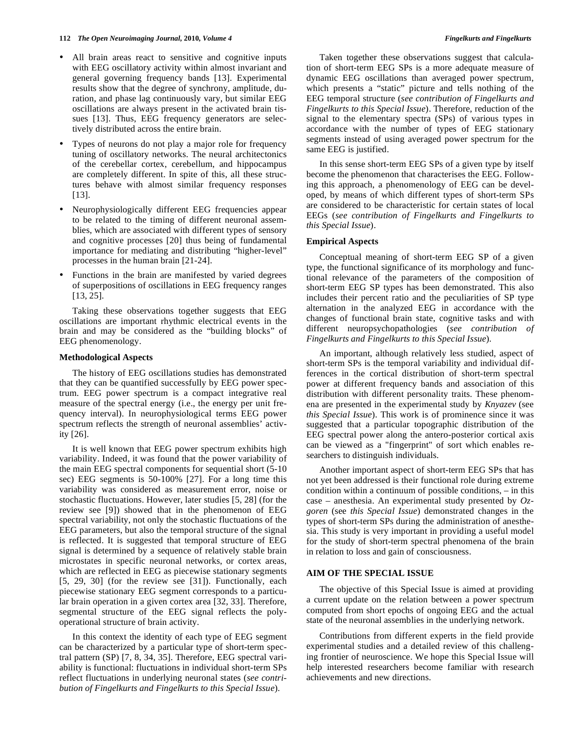- All brain areas react to sensitive and cognitive inputs with EEG oscillatory activity within almost invariant and general governing frequency bands [13]. Experimental results show that the degree of synchrony, amplitude, duration, and phase lag continuously vary, but similar EEG oscillations are always present in the activated brain tissues [13]. Thus, EEG frequency generators are selectively distributed across the entire brain.
- Types of neurons do not play a major role for frequency tuning of oscillatory networks. The neural architectonics of the cerebellar cortex, cerebellum, and hippocampus are completely different. In spite of this, all these structures behave with almost similar frequency responses [13].
- Neurophysiologically different EEG frequencies appear to be related to the timing of different neuronal assemblies, which are associated with different types of sensory and cognitive processes [20] thus being of fundamental importance for mediating and distributing "higher-level" processes in the human brain [21-24].
- Functions in the brain are manifested by varied degrees of superpositions of oscillations in EEG frequency ranges [13, 25].

Taking these observations together suggests that EEG oscillations are important rhythmic electrical events in the brain and may be considered as the "building blocks" of EEG phenomenology.

**Methodological Aspects**

The history of EEG oscillations studies has demonstrated that they can be quantified successfully by EEG power spectrum. EEG power spectrum is a compact integrative real measure of the spectral energy (i.e., the energy per unit frequency interval). In neurophysiological terms EEG power spectrum reflects the strength of neuronal assemblies' activity [26].

It is well known that EEG power spectrum exhibits high variability. Indeed, it was found that the power variability of the main EEG spectral components for sequential short (5-10 sec) EEG segments is 50-100% [27]. For a long time this variability was considered as measurement error, noise or stochastic fluctuations. However, later studies [5, 28] (for the review see [9]) showed that in the phenomenon of EEG spectral variability, not only the stochastic fluctuations of the EEG parameters, but also the temporal structure of the signal is reflected. It is suggested that temporal structure of EEG signal is determined by a sequence of relatively stable brain microstates in specific neuronal networks, or cortex areas, which are reflected in EEG as piecewise stationary segments [5, 29, 30] (for the review see [31]). Functionally, each piecewise stationary EEG segment corresponds to a particular brain operation in a given cortex area [32, 33]. Therefore, segmental structure of the EEG signal reflects the poly-operational structure of brain activity.

In this context the identity of each type of EEG segment can be characterized by a particular type of short-term spectral pattern (SP) [7, 8, 34, 35]. Therefore, EEG spectral variability is functional: fluctuations in individual short-term SPs reflect fluctuations in underlying neuronal states (*see contribution of Fingelkurts and Fingelkurts to this Special Issue*).

Taken together these observations suggest that calculation of short-term EEG SPs is a more adequate measure of dynamic EEG oscillations than averaged power spectrum, which presents a "static" picture and tells nothing of the EEG temporal structure (*see contribution of Fingelkurts and Fingelkurts to this Special Issue*). Therefore, reduction of the signal to the elementary spectra (SPs) of various types in accordance with the number of types of EEG stationary segments instead of using averaged power spectrum for the same EEG is justified.

In this sense short-term EEG SPs of a given type by itself become the phenomenon that characterises the EEG. Following this approach, a phenomenology of EEG can be developed, by means of which different types of short-term SPs are considered to be characteristic for certain states of local EEGs (*see contribution of Fingelkurts and Fingelkurts to this Special Issue*).

**Empirical Aspects**

Conceptual meaning of short-term EEG SP of a given type, the functional significance of its morphology and functional relevance of the parameters of the composition of short-term EEG SP types has been demonstrated. This also includes their percent ratio and the peculiarities of SP type alternation in the analyzed EEG in accordance with the changes of functional brain state, cognitive tasks and with different neuropsychopathologies (*see contribution of Fingelkurts and Fingelkurts to this Special Issue*).

An important, although relatively less studied, aspect of short-term SPs is the temporal variability and individual differences in the cortical distribution of short-term spectral power at different frequency bands and association of this distribution with different personality traits. These phenomena are presented in the experimental study by *Knyazev* (see *this Special Issue*). This work is of prominence since it was suggested that a particular topographic distribution of the EEG spectral power along the antero-posterior cortical axis can be viewed as a "fingerprint" of sort which enables researchers to distinguish individuals.

Another important aspect of short-term EEG SPs that has not yet been addressed is their functional role during extreme condition within a continuum of possible conditions, – in this case – anesthesia. An experimental study presented by *Ozgoren* (see *this Special Issue*) demonstrated changes in the types of short-term SPs during the administration of anesthesia. This study is very important in providing a useful model for the study of short-term spectral phenomena of the brain in relation to loss and gain of consciousness.

## AIM OF THE SPECIAL ISSUE

The objective of this Special Issue is aimed at providing a current update on the relation between a power spectrum computed from short epochs of ongoing EEG and the actual state of the neuronal assemblies in the underlying network.

Contributions from different experts in the field provide experimental studies and a detailed review of this challenging frontier of neuroscience. We hope this Special Issue will help interested researchers become familiar with research achievements and new directions.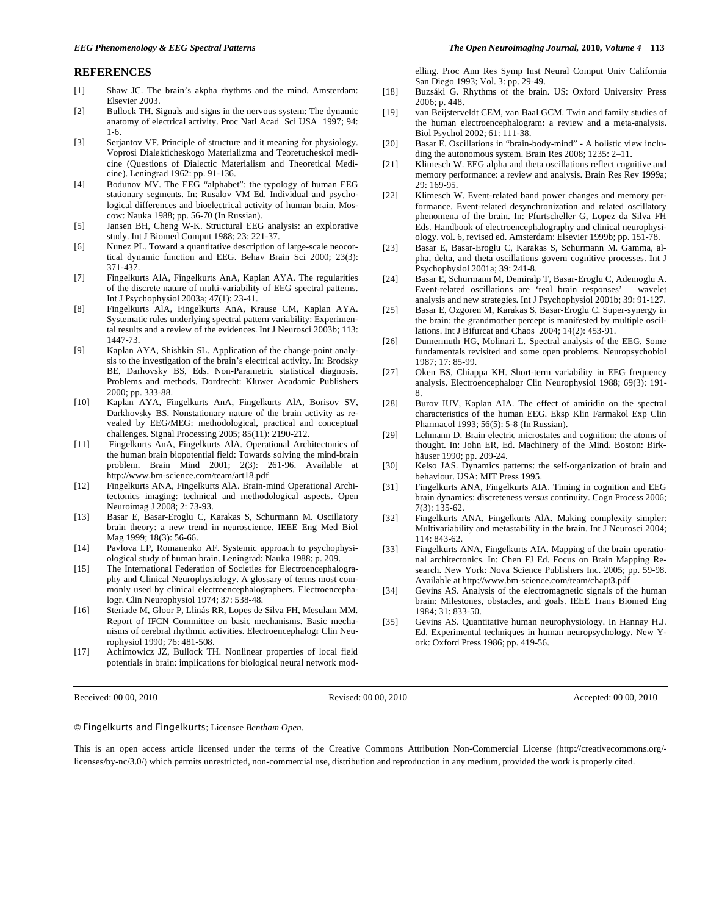## REFERENCES

[1] Shaw JC. The brain's akpha rhythms and the mind. Amsterdam: Elsevier 2003.

[2] Bullock TH. Signals and signs in the nervous system: The dynamic anatomy of electrical activity. Proc Natl Acad Sci USA 1997; 94: 1-6.

[3] Serjantov VF. Principle of structure and it meaning for physiology. Voprosi Dialekticheskogo Materializma and Teoretucheskoi medicine (Questions of Dialectic Materialism and Theoretical Medicine). Leningrad 1962: pp. 91-136.

[4] Bodunov MV. The EEG "alphabet": the typology of human EEG stationary segments. In: Rusalov VM Ed. Individual and psychological differences and bioelectrical activity of human brain. Moscow: Nauka 1988; pp. 56-70 (In Russian).

[5] Jansen BH, Cheng W-K. Structural EEG analysis: an explorative study. Int J Biomed Comput 1988; 23: 221-37.

[6] Nunez PL. Toward a quantitative description of large-scale neocortical dynamic function and EEG. Behav Brain Sci 2000; 23(3): 371-437.

[7] Fingelkurts AlA, Fingelkurts AnA, Kaplan AYA. The regularities of the discrete nature of multi-variability of EEG spectral patterns. Int J Psychophysiol 2003a; 47(1): 23-41.

[8] Fingelkurts AlA, Fingelkurts AnA, Krause CM, Kaplan AYA. Systematic rules underlying spectral pattern variability: Experimental results and a review of the evidences. Int J Neurosci 2003b; 113: 1447-73.

[9] Kaplan AYA, Shishkin SL. Application of the change-point analysis to the investigation of the brain's electrical activity. In: Brodsky BE, Darhovsky BS, Eds. Non-Parametric statistical diagnosis. Problems and methods. Dordrecht: Kluwer Acadamic Publishers 2000; pp. 333-88.

[10] Kaplan AYA, Fingelkurts AnA, Fingelkurts AlA, Borisov SV, Darkhovsky BS. Nonstationary nature of the brain activity as revealed by EEG/MEG: methodological, practical and conceptual challenges. Signal Processing 2005; 85(11): 2190-212.

[11] Fingelkurts AnA, Fingelkurts AlA. Operational Architectonics of the human brain biopotential field: Towards solving the mind-brain problem. Brain Mind 2001; 2(3): 261-96. Available at http://www.bm-science.com/team/art18.pdf

[12] Fingelkurts ANA, Fingelkurts AlA. Brain-mind Operational Architectonics imaging: technical and methodological aspects. Open Neuroimag J 2008; 2: 73-93.

[13] Basar E, Basar-Eroglu C, Karakas S, Schurmann M. Oscillatory brain theory: a new trend in neuroscience. IEEE Eng Med Biol Mag 1999; 18(3): 56-66.

[14] Pavlova LP, Romanenko AF. Systemic approach to psychophysiological study of human brain. Leningrad: Nauka 1988; p. 209.

[15] The International Federation of Societies for Electroencephalography and Clinical Neurophysiology. A glossary of terms most commonly used by clinical electroencephalographers. Electroencephalogr. Clin Neurophysiol 1974; 37: 538-48.

[16] Steriade M, Gloor P, Llinás RR, Lopes de Silva FH, Mesulam MM. Report of IFCN Committee on basic mechanisms. Basic mechanisms of cerebral rhythmic activities. Electroencephalogr Clin Neurophysiol 1990; 76: 481-508.

[17] Achimowicz JZ, Bullock TH. Nonlinear properties of local field potentials in brain: implications for biological neural network modelling. Proc Ann Res Symp Inst Neural Comput Univ California San Diego 1993; Vol. 3: pp. 29-49.

[18] Buzsáki G. Rhythms of the brain. US: Oxford University Press 2006; p. 448.

[19] van Beijsterveldt CEM, van Baal GCM. Twin and family studies of the human electroencephalogram: a review and a meta-analysis. Biol Psychol 2002; 61: 111-38.

[20] Basar E. Oscillations in "brain-body-mind" - A holistic view including the autonomous system. Brain Res 2008; 1235: 2–11.

[21] Klimesch W. EEG alpha and theta oscillations reflect cognitive and memory performance: a review and analysis. Brain Res Rev 1999a; 29: 169-95.

[22] Klimesch W. Event-related band power changes and memory performance. Event-related desynchronization and related oscillatory phenomena of the brain. In: Pfurtscheller G, Lopez da Silva FH Eds. Handbook of electroencephalography and clinical neurophysiology. vol. 6, revised ed. Amsterdam: Elsevier 1999b; pp. 151-78.

[23] Basar E, Basar-Eroglu C, Karakas S, Schurmann M. Gamma, alpha, delta, and theta oscillations govern cognitive processes. Int J Psychophysiol 2001a; 39: 241-8.

[24] Basar E, Schurmann M, Demiralp T, Basar-Eroglu C, Ademoglu A. Event-related oscillations are 'real brain responses' – wavelet analysis and new strategies. Int J Psychophysiol 2001b; 39: 91-127.

[25] Basar E, Ozgoren M, Karakas S, Basar-Eroglu C. Super-synergy in the brain: the grandmother percept is manifested by multiple oscillations. Int J Bifurcat and Chaos 2004; 14(2): 453-91.

[26] Dumermuth HG, Molinari L. Spectral analysis of the EEG. Some fundamentals revisited and some open problems. Neuropsychobiol 1987; 17: 85-99.

[27] Oken BS, Chiappa KH. Short-term variability in EEG frequency analysis. Electroencephalogr Clin Neurophysiol 1988; 69(3): 191-8.

[28] Burov IUV, Kaplan AIA. The effect of amiridin on the spectral characteristics of the human EEG. Eksp Klin Farmakol Exp Clin Pharmacol 1993; 56(5): 5-8 (In Russian).

[29] Lehmann D. Brain electric microstates and cognition: the atoms of thought. In: John ER, Ed. Machinery of the Mind. Boston: Birkhäuser 1990; pp. 209-24.

[30] Kelso JAS. Dynamics patterns: the self-organization of brain and behaviour. USA: MIT Press 1995.

[31] Fingelkurts ANA, Fingelkurts AIA. Timing in cognition and EEG brain dynamics: discreteness *versus* continuity. Cogn Process 2006; 7(3): 135-62.

[32] Fingelkurts ANA, Fingelkurts AlA. Making complexity simpler: Multivariability and metastability in the brain. Int J Neurosci 2004; 114: 843-62.

[33] Fingelkurts ANA, Fingelkurts AIA. Mapping of the brain operational architectonics. In: Chen FJ Ed. Focus on Brain Mapping Research. New York: Nova Science Publishers Inc. 2005; pp. 59-98. Available at http://www.bm-science.com/team/chapt3.pdf

[34] Gevins AS. Analysis of the electromagnetic signals of the human brain: Milestones, obstacles, and goals. IEEE Trans Biomed Eng 1984; 31: 833-50.

[35] Gevins AS. Quantitative human neurophysiology. In Hannay H.J. Ed. Experimental techniques in human neuropsychology. New York: Oxford Press 1986; pp. 419-56.

Received: 00 00, 2010 Revised: 00 00, 2010 Accepted: 00 00, 2010

© Fingelkurts and Fingelkurts; Licensee *Bentham Open.*

This is an open access article licensed under the terms of the Creative Commons Attribution Non-Commercial License (http://creativecommons.org/-licenses/by-nc/3.0/) which permits unrestricted, non-commercial use, distribution and reproduction in any medium, provided the work is properly cited.